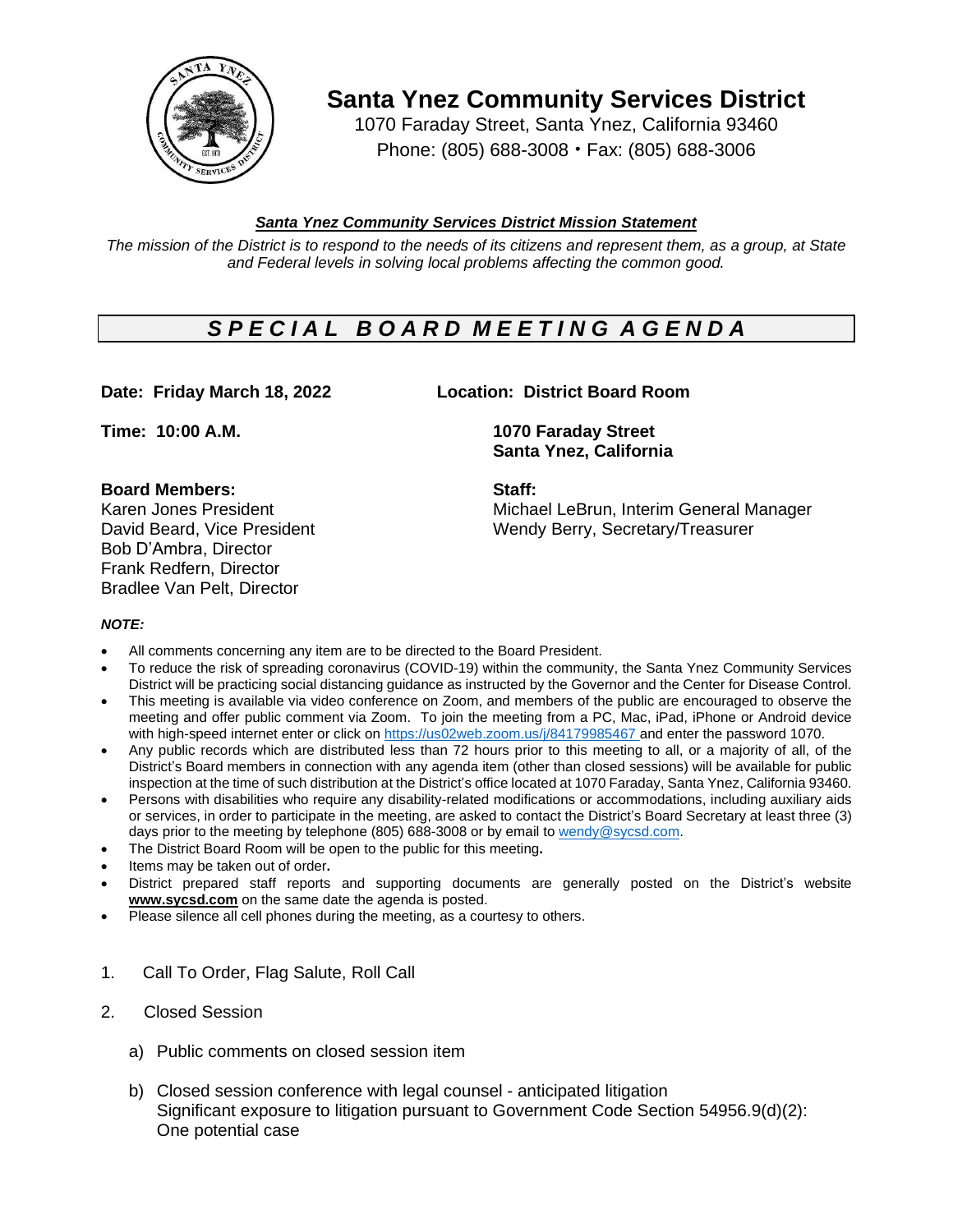# Santa Ynez Community Services District

1070 Faraday Street, Santa Ynez, California 93460
Phone: (805) 688-3008 • Fax: (805) 688-3006

***Santa Ynez Community Services District Mission Statement***

*The mission of the District is to respond to the needs of its citizens and represent them, as a group, at State and Federal levels in solving local problems affecting the common good.*

## *S P E C I A L   B O A R D   M E E T I N G   A G E N D A*

**Date: Friday March 18, 2022**

**Time: 10:00 A.M.**

**Location: District Board Room**
**1070 Faraday Street**
**Santa Ynez, California**

**Board Members:**
Karen Jones President
David Beard, Vice President
Bob D'Ambra, Director
Frank Redfern, Director
Bradlee Van Pelt, Director

**Staff:**
Michael LeBrun, Interim General Manager
Wendy Berry, Secretary/Treasurer

***NOTE:***

- All comments concerning any item are to be directed to the Board President.
- To reduce the risk of spreading coronavirus (COVID-19) within the community, the Santa Ynez Community Services District will be practicing social distancing guidance as instructed by the Governor and the Center for Disease Control.
- This meeting is available via video conference on Zoom, and members of the public are encouraged to observe the meeting and offer public comment via Zoom. To join the meeting from a PC, Mac, iPad, iPhone or Android device with high-speed internet enter or click on https://us02web.zoom.us/j/84179985467 and enter the password 1070.
- Any public records which are distributed less than 72 hours prior to this meeting to all, or a majority of all, of the District's Board members in connection with any agenda item (other than closed sessions) will be available for public inspection at the time of such distribution at the District's office located at 1070 Faraday, Santa Ynez, California 93460.
- Persons with disabilities who require any disability-related modifications or accommodations, including auxiliary aids or services, in order to participate in the meeting, are asked to contact the District's Board Secretary at least three (3) days prior to the meeting by telephone (805) 688-3008 or by email to wendy@sycsd.com.
- The District Board Room will be open to the public for this meeting**.**
- Items may be taken out of order**.**
- District prepared staff reports and supporting documents are generally posted on the District's website **www.sycsd.com** on the same date the agenda is posted.
- Please silence all cell phones during the meeting, as a courtesy to others.

1. Call To Order, Flag Salute, Roll Call

2. Closed Session

   a) Public comments on closed session item

   b) Closed session conference with legal counsel - anticipated litigation
   Significant exposure to litigation pursuant to Government Code Section 54956.9(d)(2): One potential case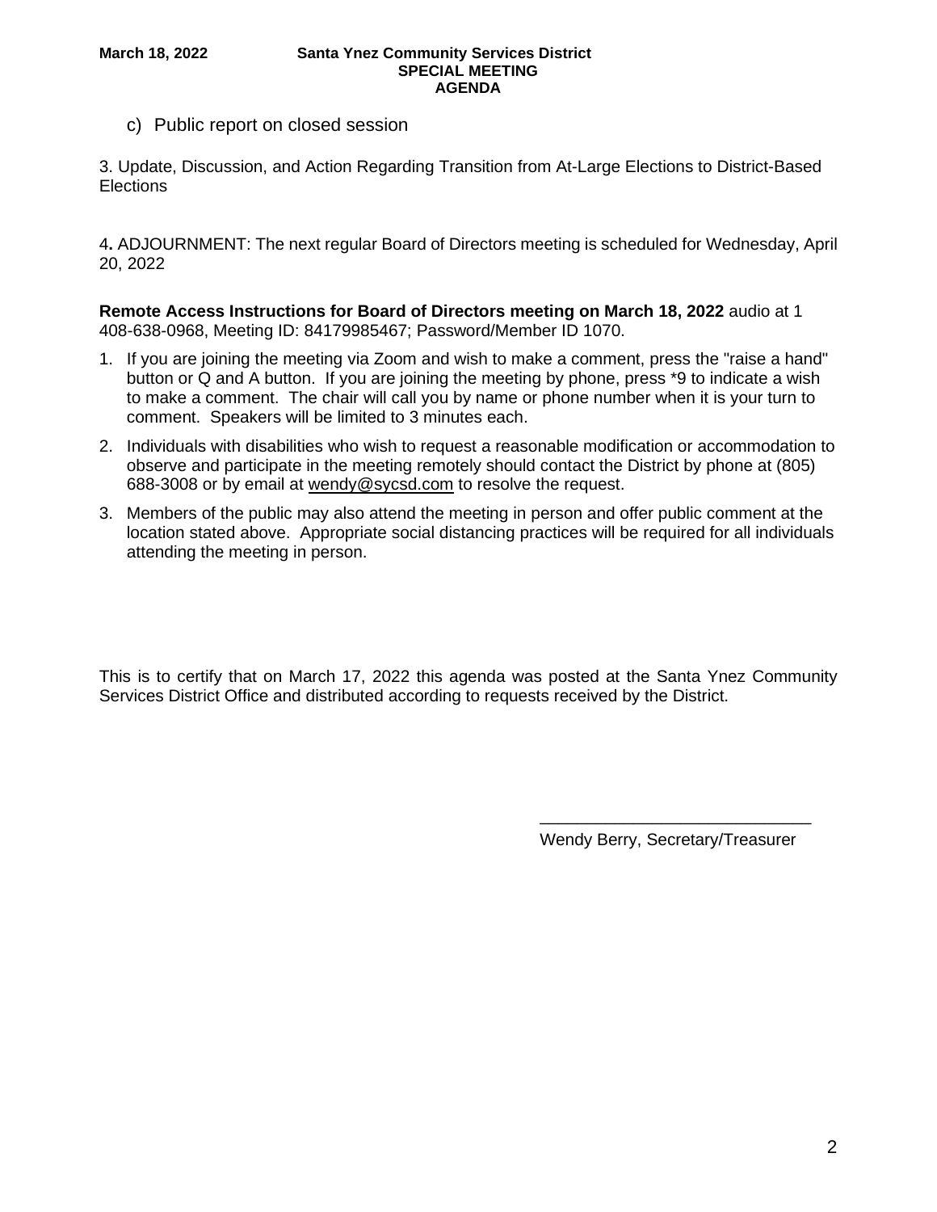c) Public report on closed session

3. Update, Discussion, and Action Regarding Transition from At-Large Elections to District-Based Elections

4. ADJOURNMENT: The next regular Board of Directors meeting is scheduled for Wednesday, April 20, 2022

**Remote Access Instructions for Board of Directors meeting on March 18, 2022** audio at 1 408-638-0968, Meeting ID: 84179985467; Password/Member ID 1070.

1. If you are joining the meeting via Zoom and wish to make a comment, press the "raise a hand" button or Q and A button. If you are joining the meeting by phone, press *9 to indicate a wish to make a comment. The chair will call you by name or phone number when it is your turn to comment. Speakers will be limited to 3 minutes each.
2. Individuals with disabilities who wish to request a reasonable modification or accommodation to observe and participate in the meeting remotely should contact the District by phone at (805) 688-3008 or by email at wendy@sycsd.com to resolve the request.
3. Members of the public may also attend the meeting in person and offer public comment at the location stated above. Appropriate social distancing practices will be required for all individuals attending the meeting in person.

This is to certify that on March 17, 2022 this agenda was posted at the Santa Ynez Community Services District Office and distributed according to requests received by the District.

\_\_\_\_\_\_\_\_\_\_\_\_\_\_\_\_\_\_\_\_\_\_\_\_\_\_\_\_\_\_

Wendy Berry, Secretary/Treasurer